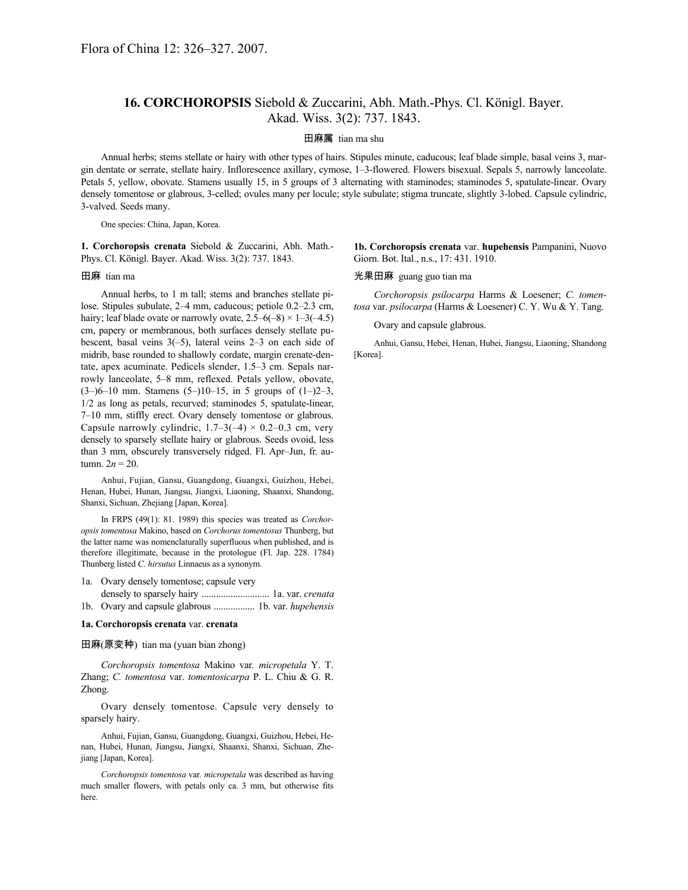Flora of China 12: 326–327. 2007.

# 16. CORCHOROPSIS Siebold & Zuccarini, Abh. Math.-Phys. Cl. Königl. Bayer. Akad. Wiss. 3(2): 737. 1843.

田麻属 tian ma shu

Annual herbs; stems stellate or hairy with other types of hairs. Stipules minute, caducous; leaf blade simple, basal veins 3, margin dentate or serrate, stellate hairy. Inflorescence axillary, cymose, 1–3-flowered. Flowers bisexual. Sepals 5, narrowly lanceolate. Petals 5, yellow, obovate. Stamens usually 15, in 5 groups of 3 alternating with staminodes; staminodes 5, spatulate-linear. Ovary densely tomentose or glabrous, 3-celled; ovules many per locule; style subulate; stigma truncate, slightly 3-lobed. Capsule cylindric, 3-valved. Seeds many.

One species: China, Japan, Korea.

**1. Corchoropsis crenata** Siebold & Zuccarini, Abh. Math.-Phys. Cl. Königl. Bayer. Akad. Wiss. 3(2): 737. 1843.

田麻 tian ma

Annual herbs, to 1 m tall; stems and branches stellate pilose. Stipules subulate, 2–4 mm, caducous; petiole 0.2–2.3 cm, hairy; leaf blade ovate or narrowly ovate, 2.5–6(–8) × 1–3(–4.5) cm, papery or membranous, both surfaces densely stellate pubescent, basal veins 3(–5), lateral veins 2–3 on each side of midrib, base rounded to shallowly cordate, margin crenate-dentate, apex acuminate. Pedicels slender, 1.5–3 cm. Sepals narrowly lanceolate, 5–8 mm, reflexed. Petals yellow, obovate, (3–)6–10 mm. Stamens (5–)10–15, in 5 groups of (1–)2–3, 1/2 as long as petals, recurved; staminodes 5, spatulate-linear, 7–10 mm, stiffly erect. Ovary densely tomentose or glabrous. Capsule narrowly cylindric, 1.7–3(–4) × 0.2–0.3 cm, very densely to sparsely stellate hairy or glabrous. Seeds ovoid, less than 3 mm, obscurely transversely ridged. Fl. Apr–Jun, fr. autumn. $2n = 20$.

Anhui, Fujian, Gansu, Guangdong, Guangxi, Guizhou, Hebei, Henan, Hubei, Hunan, Jiangsu, Jiangxi, Liaoning, Shaanxi, Shandong, Shanxi, Sichuan, Zhejiang [Japan, Korea].

In FRPS (49(1): 81. 1989) this species was treated as *Corchoropsis tomentosa* Makino, based on *Corchorus tomentosus* Thunberg, but the latter name was nomenclaturally superfluous when published, and is therefore illegitimate, because in the protologue (Fl. Jap. 228. 1784) Thunberg listed *C. hirsutus* Linnaeus as a synonym.

1a. Ovary densely tomentose; capsule very densely to sparsely hairy ............................ 1a. var. *crenata*
1b. Ovary and capsule glabrous ................. 1b. var. *hupehensis*

**1a. Corchoropsis crenata** var. **crenata**

田麻(原变种) tian ma (yuan bian zhong)

*Corchoropsis tomentosa* Makino var. *micropetala* Y. T. Zhang; *C. tomentosa* var. *tomentosicarpa* P. L. Chiu & G. R. Zhong.

Ovary densely tomentose. Capsule very densely to sparsely hairy.

Anhui, Fujian, Gansu, Guangdong, Guangxi, Guizhou, Hebei, Henan, Hubei, Hunan, Jiangsu, Jiangxi, Shaanxi, Shanxi, Sichuan, Zhejiang [Japan, Korea].

*Corchoropsis tomentosa* var. *micropetala* was described as having much smaller flowers, with petals only ca. 3 mm, but otherwise fits here.

**1b. Corchoropsis crenata** var. **hupehensis** Pampanini, Nuovo Giorn. Bot. Ital., n.s., 17: 431. 1910.

光果田麻 guang guo tian ma

*Corchoropsis psilocarpa* Harms & Loesener; *C. tomentosa* var. *psilocarpa* (Harms & Loesener) C. Y. Wu & Y. Tang.

Ovary and capsule glabrous.

Anhui, Gansu, Hebei, Henan, Hubei, Jiangsu, Liaoning, Shandong [Korea].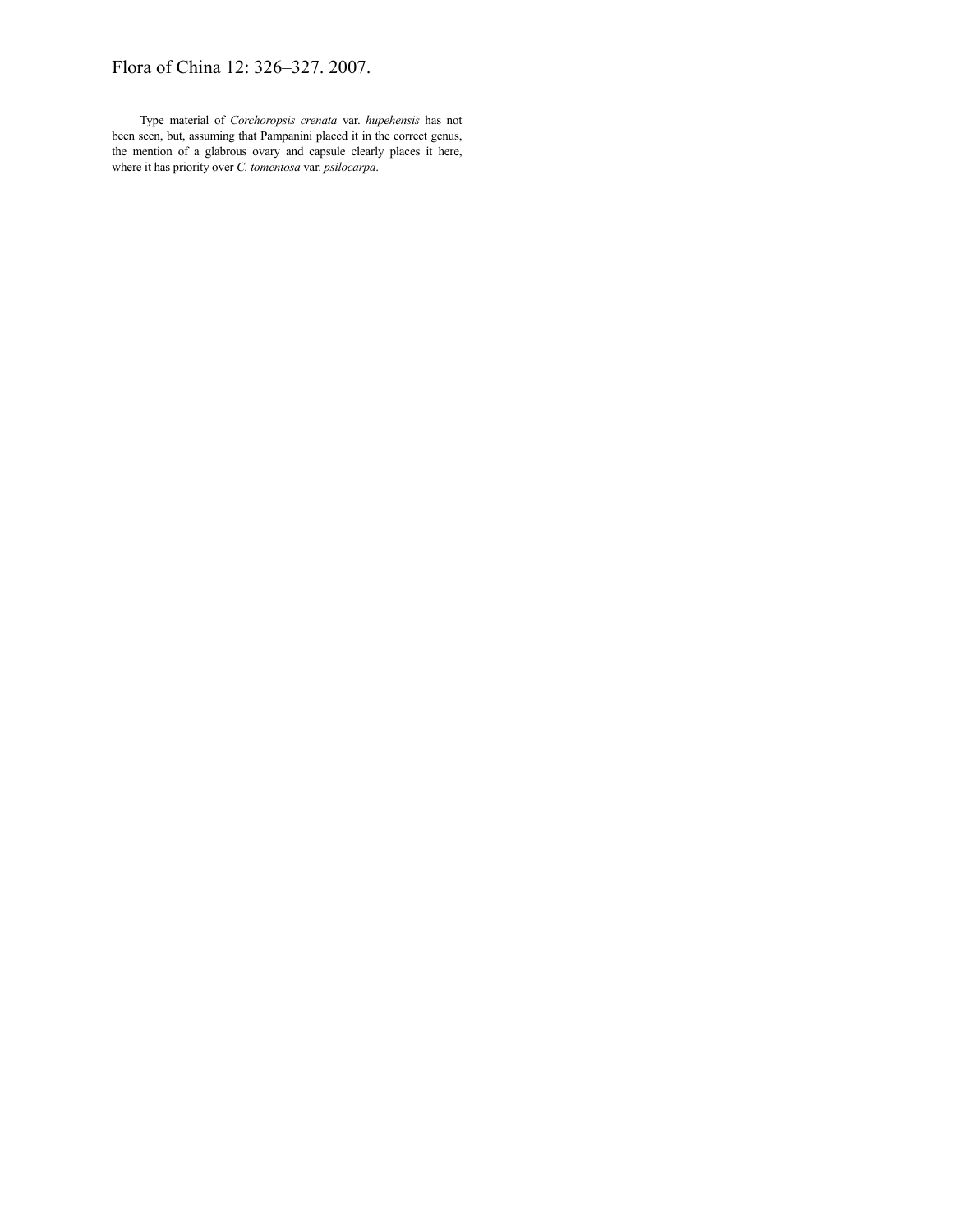Type material of *Corchoropsis crenata* var. *hupehensis* has not been seen, but, assuming that Pampanini placed it in the correct genus, the mention of a glabrous ovary and capsule clearly places it here, where it has priority over *C. tomentosa* var. *psilocarpa*.